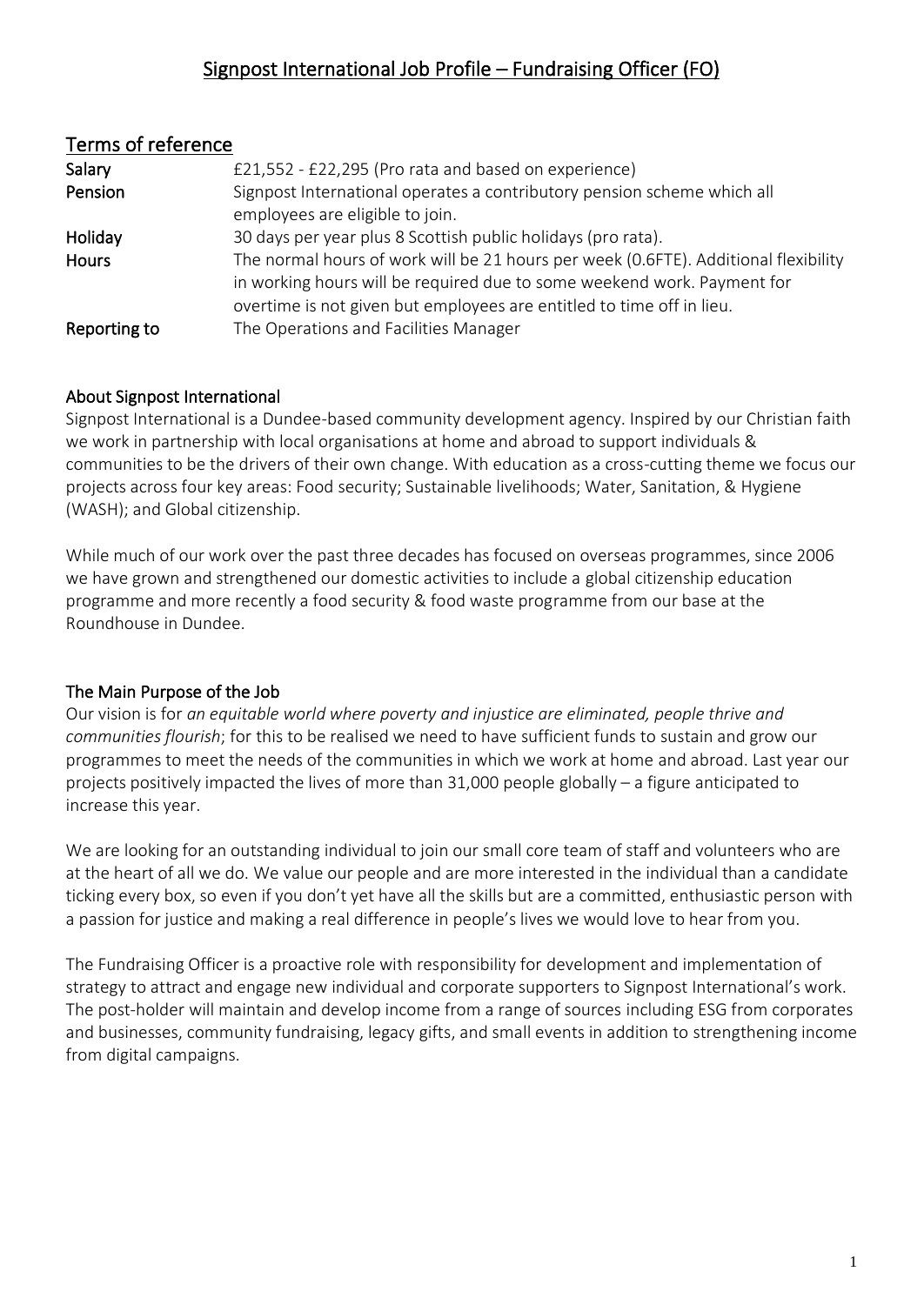# Signpost International Job Profile – Fundraising Officer (FO)

## Terms of reference

| | |
|---|---|
| **Salary** | £21,552 - £22,295 (Pro rata and based on experience) |
| **Pension** | Signpost International operates a contributory pension scheme which all employees are eligible to join. |
| **Holiday** | 30 days per year plus 8 Scottish public holidays (pro rata). |
| **Hours** | The normal hours of work will be 21 hours per week (0.6FTE). Additional flexibility in working hours will be required due to some weekend work. Payment for overtime is not given but employees are entitled to time off in lieu. |
| **Reporting to** | The Operations and Facilities Manager |

### About Signpost International

Signpost International is a Dundee-based community development agency. Inspired by our Christian faith we work in partnership with local organisations at home and abroad to support individuals & communities to be the drivers of their own change. With education as a cross-cutting theme we focus our projects across four key areas: Food security; Sustainable livelihoods; Water, Sanitation, & Hygiene (WASH); and Global citizenship.

While much of our work over the past three decades has focused on overseas programmes, since 2006 we have grown and strengthened our domestic activities to include a global citizenship education programme and more recently a food security & food waste programme from our base at the Roundhouse in Dundee.

### The Main Purpose of the Job

Our vision is for *an equitable world where poverty and injustice are eliminated, people thrive and communities flourish*; for this to be realised we need to have sufficient funds to sustain and grow our programmes to meet the needs of the communities in which we work at home and abroad. Last year our projects positively impacted the lives of more than 31,000 people globally – a figure anticipated to increase this year.

We are looking for an outstanding individual to join our small core team of staff and volunteers who are at the heart of all we do. We value our people and are more interested in the individual than a candidate ticking every box, so even if you don't yet have all the skills but are a committed, enthusiastic person with a passion for justice and making a real difference in people's lives we would love to hear from you.

The Fundraising Officer is a proactive role with responsibility for development and implementation of strategy to attract and engage new individual and corporate supporters to Signpost International's work. The post-holder will maintain and develop income from a range of sources including ESG from corporates and businesses, community fundraising, legacy gifts, and small events in addition to strengthening income from digital campaigns.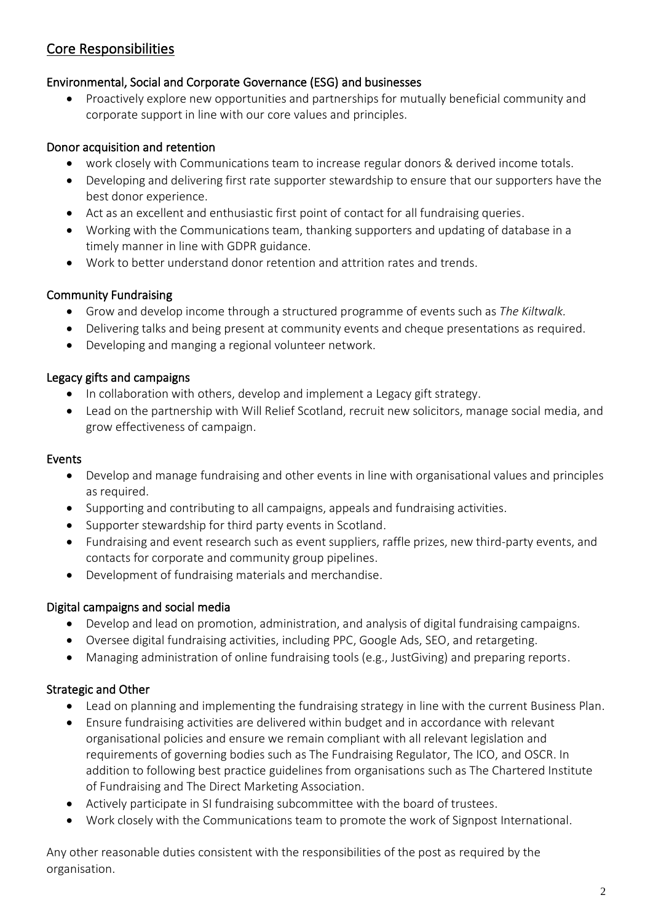## Core Responsibilities

### Environmental, Social and Corporate Governance (ESG) and businesses

- Proactively explore new opportunities and partnerships for mutually beneficial community and corporate support in line with our core values and principles.

### Donor acquisition and retention

- work closely with Communications team to increase regular donors & derived income totals.
- Developing and delivering first rate supporter stewardship to ensure that our supporters have the best donor experience.
- Act as an excellent and enthusiastic first point of contact for all fundraising queries.
- Working with the Communications team, thanking supporters and updating of database in a timely manner in line with GDPR guidance.
- Work to better understand donor retention and attrition rates and trends.

### Community Fundraising

- Grow and develop income through a structured programme of events such as *The Kiltwalk.*
- Delivering talks and being present at community events and cheque presentations as required.
- Developing and manging a regional volunteer network.

### Legacy gifts and campaigns

- In collaboration with others, develop and implement a Legacy gift strategy.
- Lead on the partnership with Will Relief Scotland, recruit new solicitors, manage social media, and grow effectiveness of campaign.

### Events

- Develop and manage fundraising and other events in line with organisational values and principles as required.
- Supporting and contributing to all campaigns, appeals and fundraising activities.
- Supporter stewardship for third party events in Scotland.
- Fundraising and event research such as event suppliers, raffle prizes, new third-party events, and contacts for corporate and community group pipelines.
- Development of fundraising materials and merchandise.

### Digital campaigns and social media

- Develop and lead on promotion, administration, and analysis of digital fundraising campaigns.
- Oversee digital fundraising activities, including PPC, Google Ads, SEO, and retargeting.
- Managing administration of online fundraising tools (e.g., JustGiving) and preparing reports.

### Strategic and Other

- Lead on planning and implementing the fundraising strategy in line with the current Business Plan.
- Ensure fundraising activities are delivered within budget and in accordance with relevant organisational policies and ensure we remain compliant with all relevant legislation and requirements of governing bodies such as The Fundraising Regulator, The ICO, and OSCR. In addition to following best practice guidelines from organisations such as The Chartered Institute of Fundraising and The Direct Marketing Association.
- Actively participate in SI fundraising subcommittee with the board of trustees.
- Work closely with the Communications team to promote the work of Signpost International.

Any other reasonable duties consistent with the responsibilities of the post as required by the organisation.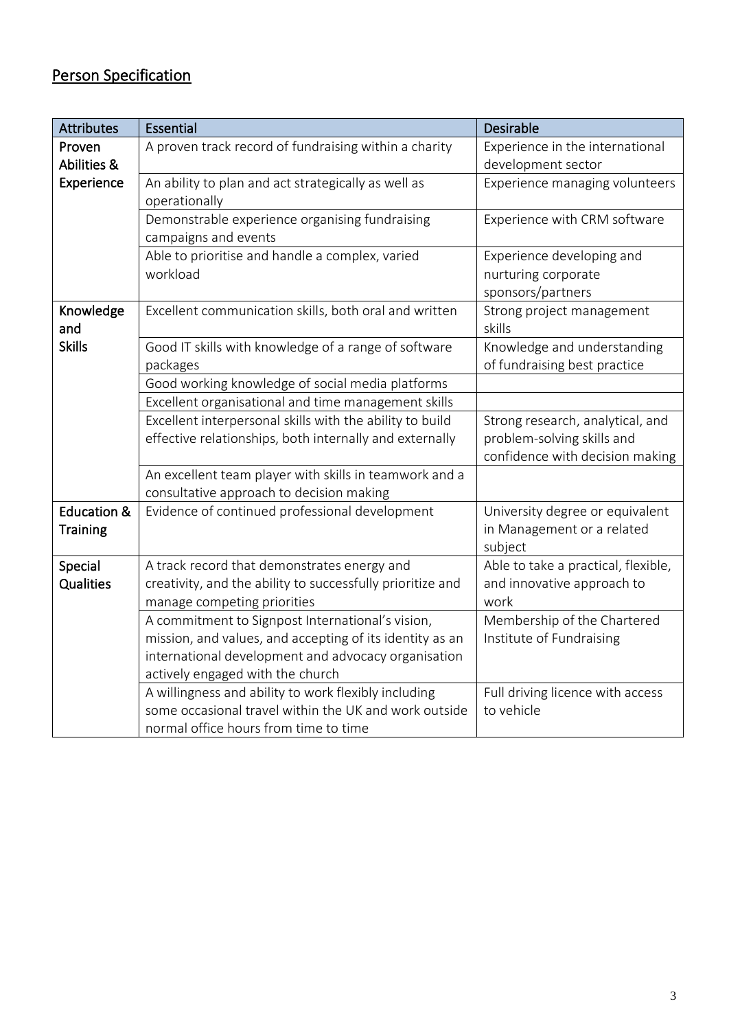## Person Specification

| Attributes | Essential | Desirable |
|---|---|---|
| Proven Abilities & Experience | A proven track record of fundraising within a charity | Experience in the international development sector |
| | An ability to plan and act strategically as well as operationally | Experience managing volunteers |
| | Demonstrable experience organising fundraising campaigns and events | Experience with CRM software |
| | Able to prioritise and handle a complex, varied workload | Experience developing and nurturing corporate sponsors/partners |
| Knowledge and Skills | Excellent communication skills, both oral and written | Strong project management skills |
| | Good IT skills with knowledge of a range of software packages | Knowledge and understanding of fundraising best practice |
| | Good working knowledge of social media platforms | |
| | Excellent organisational and time management skills | |
| | Excellent interpersonal skills with the ability to build effective relationships, both internally and externally | Strong research, analytical, and problem-solving skills and confidence with decision making |
| | An excellent team player with skills in teamwork and a consultative approach to decision making | |
| Education & Training | Evidence of continued professional development | University degree or equivalent in Management or a related subject |
| Special Qualities | A track record that demonstrates energy and creativity, and the ability to successfully prioritize and manage competing priorities | Able to take a practical, flexible, and innovative approach to work |
| | A commitment to Signpost International's vision, mission, and values, and accepting of its identity as an international development and advocacy organisation actively engaged with the church | Membership of the Chartered Institute of Fundraising |
| | A willingness and ability to work flexibly including some occasional travel within the UK and work outside normal office hours from time to time | Full driving licence with access to vehicle |